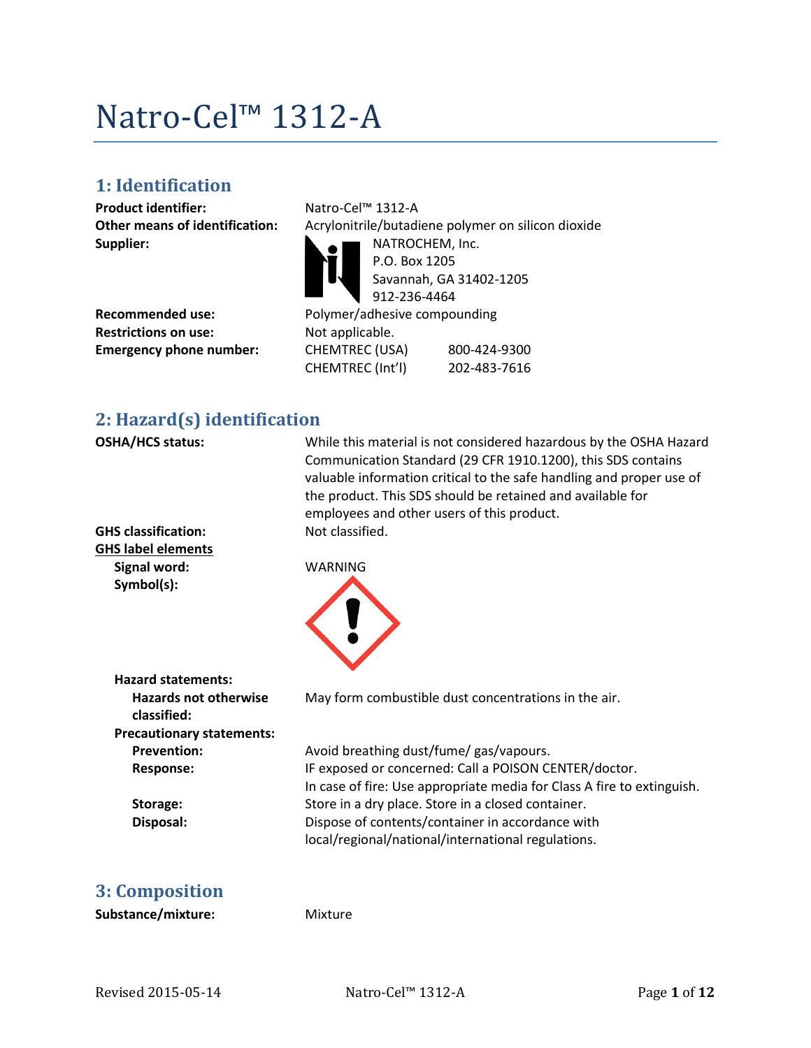# Natro-Cel™ 1312-A

## 1: Identification

**Product identifier:** Natro-Cel™ 1312-A

**Other means of identification:** Acrylonitrile/butadiene polymer on silicon dioxide

**Supplier:**
NATROCHEM, Inc.
P.O. Box 1205
Savannah, GA 31402-1205
912-236-4464

**Recommended use:** Polymer/adhesive compounding

**Restrictions on use:** Not applicable.

**Emergency phone number:**
CHEMTREC (USA) 800-424-9300
CHEMTREC (Int'l) 202-483-7616

## 2: Hazard(s) identification

**OSHA/HCS status:** While this material is not considered hazardous by the OSHA Hazard Communication Standard (29 CFR 1910.1200), this SDS contains valuable information critical to the safe handling and proper use of the product. This SDS should be retained and available for employees and other users of this product.

**GHS classification:** Not classified.

**GHS label elements**

**Signal word:** WARNING

**Symbol(s):**

**Hazard statements:**

**Hazards not otherwise classified:** May form combustible dust concentrations in the air.

**Precautionary statements:**

**Prevention:** Avoid breathing dust/fume/ gas/vapours.

**Response:** IF exposed or concerned: Call a POISON CENTER/doctor.
In case of fire: Use appropriate media for Class A fire to extinguish.

**Storage:** Store in a dry place. Store in a closed container.

**Disposal:** Dispose of contents/container in accordance with local/regional/national/international regulations.

## 3: Composition

**Substance/mixture:** Mixture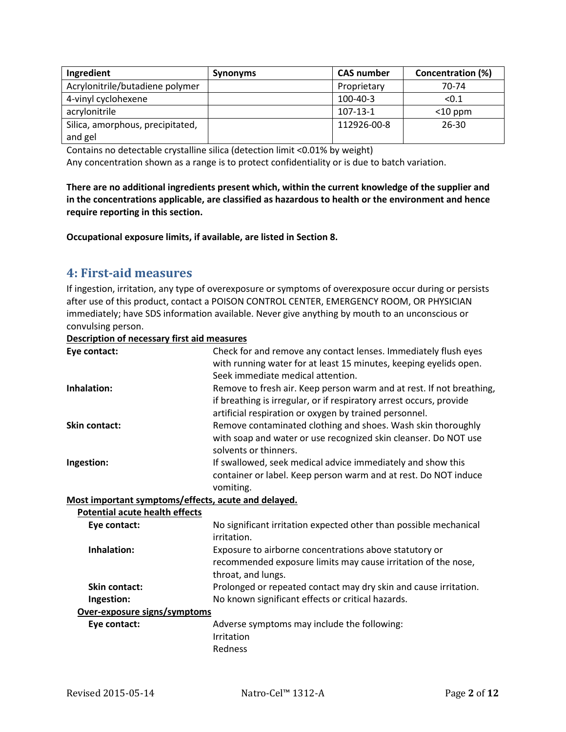| Ingredient | Synonyms | CAS number | Concentration (%) |
|---|---|---|---|
| Acrylonitrile/butadiene polymer | | Proprietary | 70-74 |
| 4-vinyl cyclohexene | | 100-40-3 | <0.1 |
| acrylonitrile | | 107-13-1 | <10 ppm |
| Silica, amorphous, precipitated, and gel | | 112926-00-8 | 26-30 |

Contains no detectable crystalline silica (detection limit <0.01% by weight)
Any concentration shown as a range is to protect confidentiality or is due to batch variation.

**There are no additional ingredients present which, within the current knowledge of the supplier and in the concentrations applicable, are classified as hazardous to health or the environment and hence require reporting in this section.**

**Occupational exposure limits, if available, are listed in Section 8.**

## 4: First-aid measures

If ingestion, irritation, any type of overexposure or symptoms of overexposure occur during or persists after use of this product, contact a POISON CONTROL CENTER, EMERGENCY ROOM, OR PHYSICIAN immediately; have SDS information available. Never give anything by mouth to an unconscious or convulsing person.

**Description of necessary first aid measures**

**Eye contact:** Check for and remove any contact lenses. Immediately flush eyes with running water for at least 15 minutes, keeping eyelids open. Seek immediate medical attention.

**Inhalation:** Remove to fresh air. Keep person warm and at rest. If not breathing, if breathing is irregular, or if respiratory arrest occurs, provide artificial respiration or oxygen by trained personnel.

**Skin contact:** Remove contaminated clothing and shoes. Wash skin thoroughly with soap and water or use recognized skin cleanser. Do NOT use solvents or thinners.

**Ingestion:** If swallowed, seek medical advice immediately and show this container or label. Keep person warm and at rest. Do NOT induce vomiting.

**Most important symptoms/effects, acute and delayed.**

**Potential acute health effects**

**Eye contact:** No significant irritation expected other than possible mechanical irritation.

**Inhalation:** Exposure to airborne concentrations above statutory or recommended exposure limits may cause irritation of the nose, throat, and lungs.

**Skin contact:** Prolonged or repeated contact may dry skin and cause irritation.

**Ingestion:** No known significant effects or critical hazards.

**Over-exposure signs/symptoms**

**Eye contact:** Adverse symptoms may include the following:
Irritation
Redness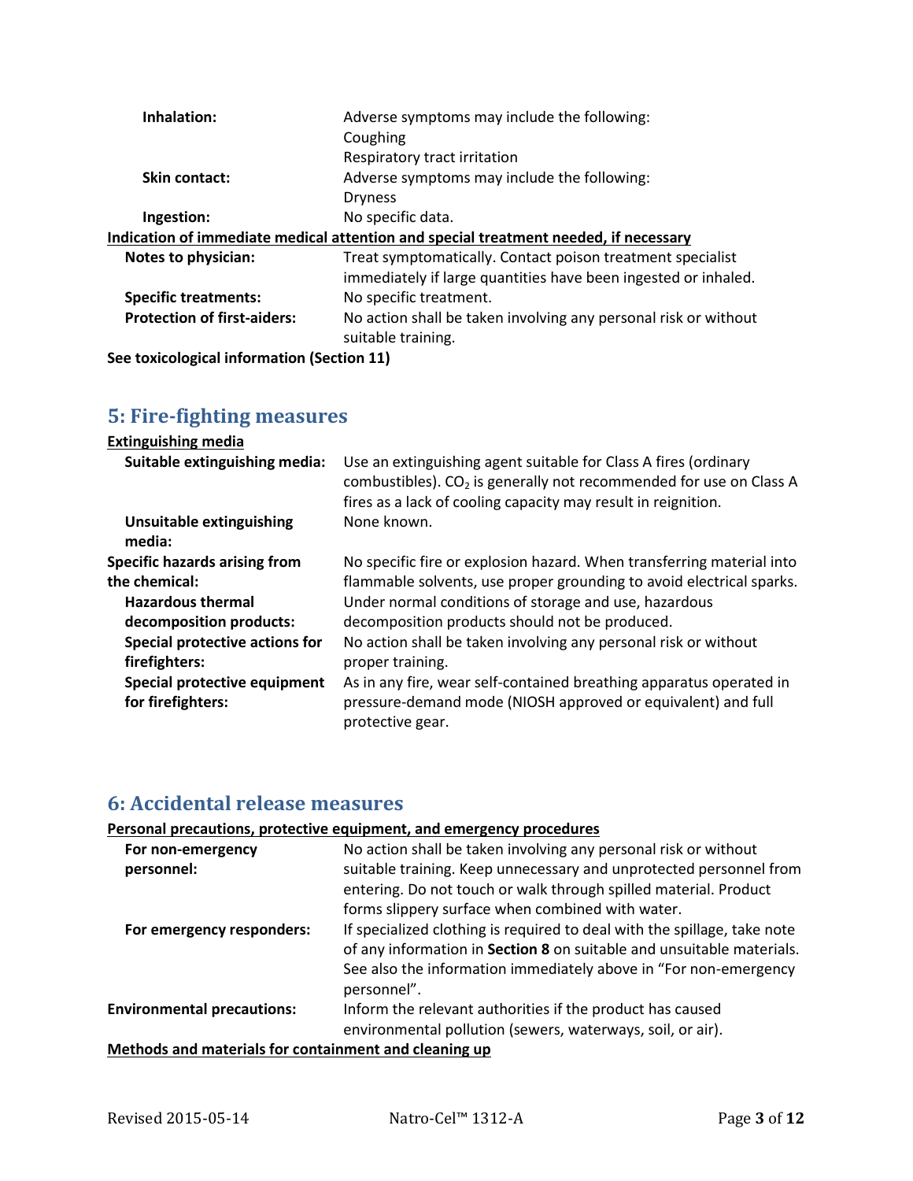| | |
|---|---|
| **Inhalation:** | Adverse symptoms may include the following:<br>Coughing<br>Respiratory tract irritation |
| **Skin contact:** | Adverse symptoms may include the following:<br>Dryness |
| **Ingestion:** | No specific data. |

**Indication of immediate medical attention and special treatment needed, if necessary**

| | |
|---|---|
| **Notes to physician:** | Treat symptomatically. Contact poison treatment specialist immediately if large quantities have been ingested or inhaled. |
| **Specific treatments:** | No specific treatment. |
| **Protection of first-aiders:** | No action shall be taken involving any personal risk or without suitable training. |

**See toxicological information (Section 11)**

## 5: Fire-fighting measures

**Extinguishing media**

| | |
|---|---|
| **Suitable extinguishing media:** | Use an extinguishing agent suitable for Class A fires (ordinary combustibles). $CO_2$ is generally not recommended for use on Class A fires as a lack of cooling capacity may result in reignition. |
| **Unsuitable extinguishing media:** | None known. |
| **Specific hazards arising from the chemical:** | No specific fire or explosion hazard. When transferring material into flammable solvents, use proper grounding to avoid electrical sparks. |
| **Hazardous thermal decomposition products:** | Under normal conditions of storage and use, hazardous decomposition products should not be produced. |
| **Special protective actions for firefighters:** | No action shall be taken involving any personal risk or without proper training. |
| **Special protective equipment for firefighters:** | As in any fire, wear self-contained breathing apparatus operated in pressure-demand mode (NIOSH approved or equivalent) and full protective gear. |

## 6: Accidental release measures

**Personal precautions, protective equipment, and emergency procedures**

| | |
|---|---|
| **For non-emergency personnel:** | No action shall be taken involving any personal risk or without suitable training. Keep unnecessary and unprotected personnel from entering. Do not touch or walk through spilled material. Product forms slippery surface when combined with water. |
| **For emergency responders:** | If specialized clothing is required to deal with the spillage, take note of any information in **Section 8** on suitable and unsuitable materials. See also the information immediately above in "For non-emergency personnel". |
| **Environmental precautions:** | Inform the relevant authorities if the product has caused environmental pollution (sewers, waterways, soil, or air). |

**Methods and materials for containment and cleaning up**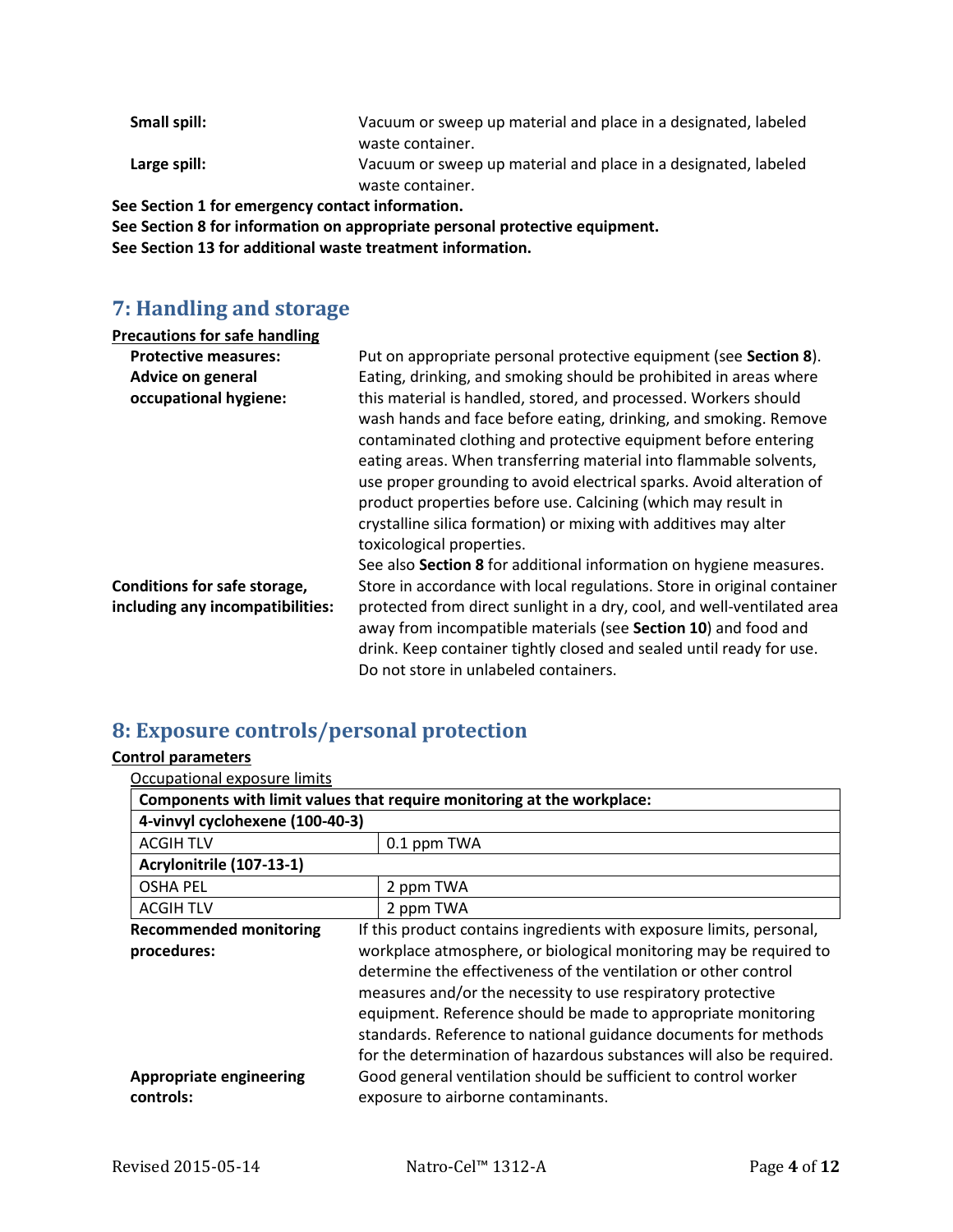**Small spill:** Vacuum or sweep up material and place in a designated, labeled waste container.

**Large spill:** Vacuum or sweep up material and place in a designated, labeled waste container.

**See Section 1 for emergency contact information.**
**See Section 8 for information on appropriate personal protective equipment.**
**See Section 13 for additional waste treatment information.**

## 7: Handling and storage

**Precautions for safe handling**

**Protective measures:** Put on appropriate personal protective equipment (see **Section 8**).

**Advice on general occupational hygiene:** Eating, drinking, and smoking should be prohibited in areas where this material is handled, stored, and processed. Workers should wash hands and face before eating, drinking, and smoking. Remove contaminated clothing and protective equipment before entering eating areas. When transferring material into flammable solvents, use proper grounding to avoid electrical sparks. Avoid alteration of product properties before use. Calcining (which may result in crystalline silica formation) or mixing with additives may alter toxicological properties.
See also **Section 8** for additional information on hygiene measures.

**Conditions for safe storage, including any incompatibilities:** Store in accordance with local regulations. Store in original container protected from direct sunlight in a dry, cool, and well-ventilated area away from incompatible materials (see **Section 10**) and food and drink. Keep container tightly closed and sealed until ready for use. Do not store in unlabeled containers.

## 8: Exposure controls/personal protection

**Control parameters**

Occupational exposure limits

| **Components with limit values that require monitoring at the workplace:** | |
|---|---|
| **4-vinyl cyclohexene (100-40-3)** | |
| ACGIH TLV | 0.1 ppm TWA |
| **Acrylonitrile (107-13-1)** | |
| OSHA PEL | 2 ppm TWA |
| ACGIH TLV | 2 ppm TWA |

**Recommended monitoring procedures:** If this product contains ingredients with exposure limits, personal, workplace atmosphere, or biological monitoring may be required to determine the effectiveness of the ventilation or other control measures and/or the necessity to use respiratory protective equipment. Reference should be made to appropriate monitoring standards. Reference to national guidance documents for methods for the determination of hazardous substances will also be required.

**Appropriate engineering controls:** Good general ventilation should be sufficient to control worker exposure to airborne contaminants.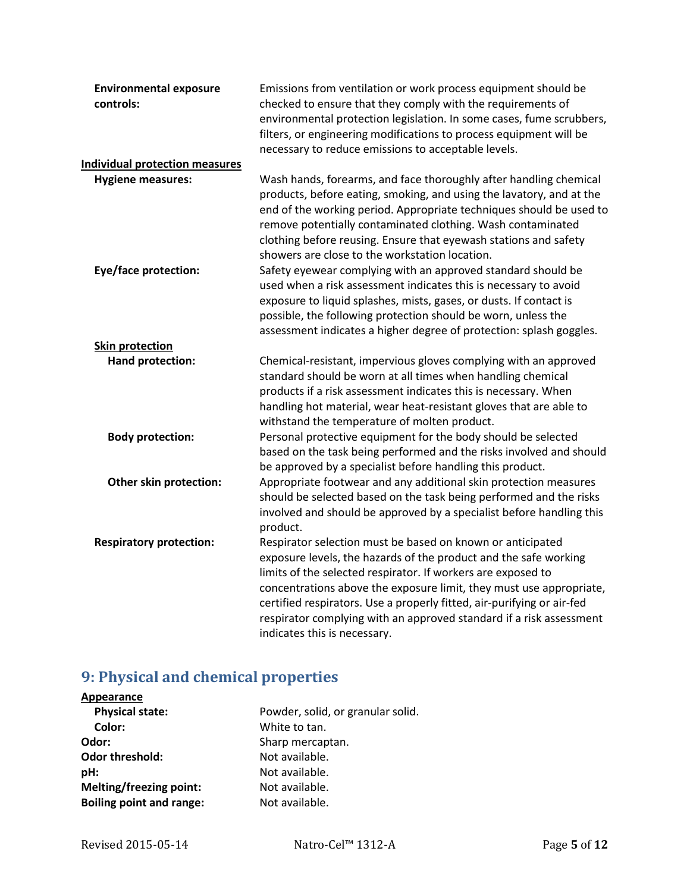**Environmental exposure controls:** Emissions from ventilation or work process equipment should be checked to ensure that they comply with the requirements of environmental protection legislation. In some cases, fume scrubbers, filters, or engineering modifications to process equipment will be necessary to reduce emissions to acceptable levels.

**Individual protection measures**

**Hygiene measures:** Wash hands, forearms, and face thoroughly after handling chemical products, before eating, smoking, and using the lavatory, and at the end of the working period. Appropriate techniques should be used to remove potentially contaminated clothing. Wash contaminated clothing before reusing. Ensure that eyewash stations and safety showers are close to the workstation location.

**Eye/face protection:** Safety eyewear complying with an approved standard should be used when a risk assessment indicates this is necessary to avoid exposure to liquid splashes, mists, gases, or dusts. If contact is possible, the following protection should be worn, unless the assessment indicates a higher degree of protection: splash goggles.

**Skin protection**

**Hand protection:** Chemical-resistant, impervious gloves complying with an approved standard should be worn at all times when handling chemical products if a risk assessment indicates this is necessary. When handling hot material, wear heat-resistant gloves that are able to withstand the temperature of molten product.

**Body protection:** Personal protective equipment for the body should be selected based on the task being performed and the risks involved and should be approved by a specialist before handling this product.

**Other skin protection:** Appropriate footwear and any additional skin protection measures should be selected based on the task being performed and the risks involved and should be approved by a specialist before handling this product.

**Respiratory protection:** Respirator selection must be based on known or anticipated exposure levels, the hazards of the product and the safe working limits of the selected respirator. If workers are exposed to concentrations above the exposure limit, they must use appropriate, certified respirators. Use a properly fitted, air-purifying or air-fed respirator complying with an approved standard if a risk assessment indicates this is necessary.

## 9: Physical and chemical properties

**Appearance**

**Physical state:** Powder, solid, or granular solid.

**Color:** White to tan.

**Odor:** Sharp mercaptan.

**Odor threshold:** Not available.

**pH:** Not available.

**Melting/freezing point:** Not available.

**Boiling point and range:** Not available.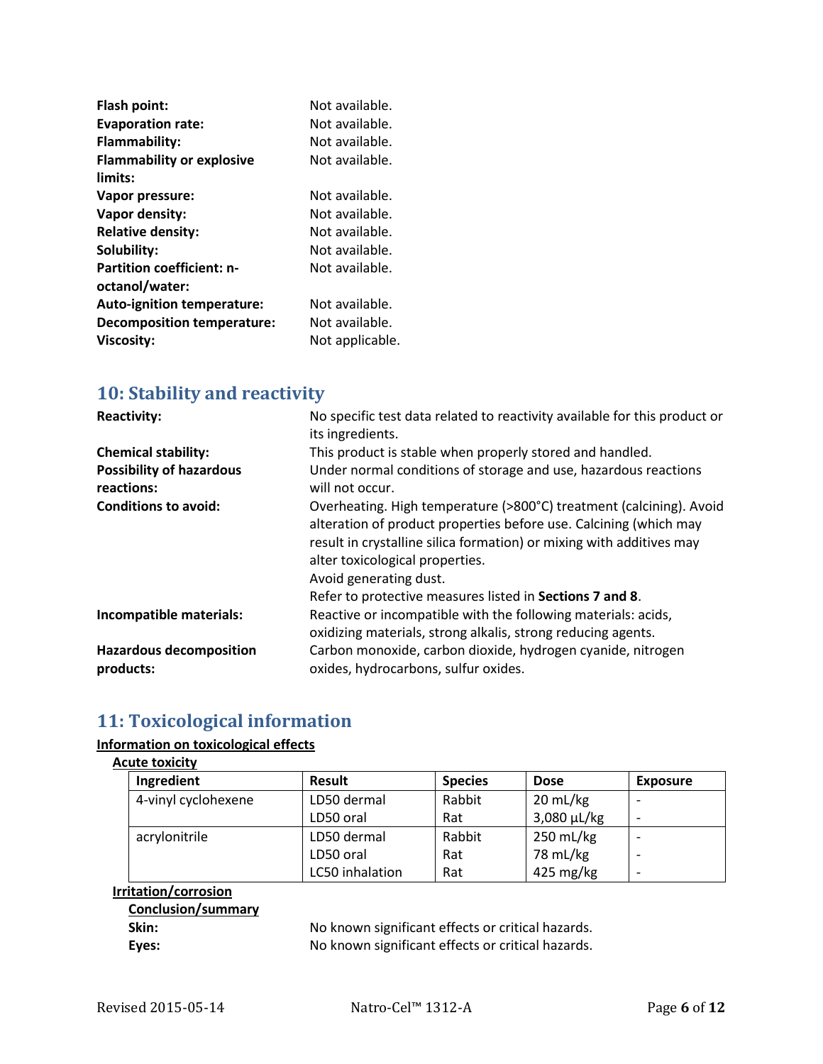| | |
|---|---|
| **Flash point:** | Not available. |
| **Evaporation rate:** | Not available. |
| **Flammability:** | Not available. |
| **Flammability or explosive limits:** | Not available. |
| **Vapor pressure:** | Not available. |
| **Vapor density:** | Not available. |
| **Relative density:** | Not available. |
| **Solubility:** | Not available. |
| **Partition coefficient: n-octanol/water:** | Not available. |
| **Auto-ignition temperature:** | Not available. |
| **Decomposition temperature:** | Not available. |
| **Viscosity:** | Not applicable. |

## 10: Stability and reactivity

| | |
|---|---|
| **Reactivity:** | No specific test data related to reactivity available for this product or its ingredients. |
| **Chemical stability:** | This product is stable when properly stored and handled. |
| **Possibility of hazardous reactions:** | Under normal conditions of storage and use, hazardous reactions will not occur. |
| **Conditions to avoid:** | Overheating. High temperature (>800°C) treatment (calcining). Avoid alteration of product properties before use. Calcining (which may result in crystalline silica formation) or mixing with additives may alter toxicological properties. Avoid generating dust. Refer to protective measures listed in **Sections 7 and 8**. |
| **Incompatible materials:** | Reactive or incompatible with the following materials: acids, oxidizing materials, strong alkalis, strong reducing agents. |
| **Hazardous decomposition products:** | Carbon monoxide, carbon dioxide, hydrogen cyanide, nitrogen oxides, hydrocarbons, sulfur oxides. |

## 11: Toxicological information

**Information on toxicological effects**

**Acute toxicity**

| Ingredient | Result | Species | Dose | Exposure |
|---|---|---|---|---|
| 4-vinyl cyclohexene | LD50 dermal | Rabbit | 20 mL/kg | - |
| | LD50 oral | Rat | 3,080 µL/kg | - |
| acrylonitrile | LD50 dermal | Rabbit | 250 mL/kg | - |
| | LD50 oral | Rat | 78 mL/kg | - |
| | LC50 inhalation | Rat | 425 mg/kg | - |

**Irritation/corrosion**

**Conclusion/summary**

| | |
|---|---|
| **Skin:** | No known significant effects or critical hazards. |
| **Eyes:** | No known significant effects or critical hazards. |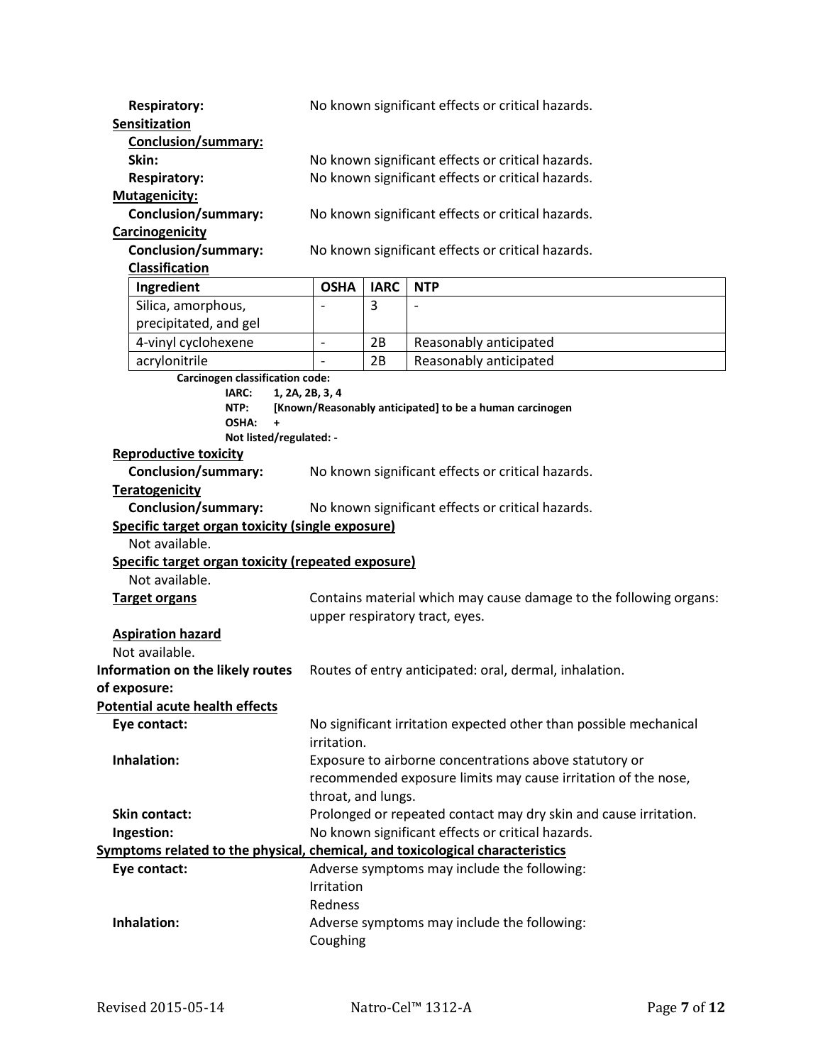**Respiratory:** No known significant effects or critical hazards.

**Sensitization**

**Conclusion/summary:**

**Skin:** No known significant effects or critical hazards.

**Respiratory:** No known significant effects or critical hazards.

**Mutagenicity:**

**Conclusion/summary:** No known significant effects or critical hazards.

**Carcinogenicity**

**Conclusion/summary:** No known significant effects or critical hazards.

**Classification**

| Ingredient | OSHA | IARC | NTP |
|---|---|---|---|
| Silica, amorphous, precipitated, and gel | - | 3 | - |
| 4-vinyl cyclohexene | - | 2B | Reasonably anticipated |
| acrylonitrile | - | 2B | Reasonably anticipated |

**Carcinogen classification code:**

**IARC: 1, 2A, 2B, 3, 4**

**NTP: [Known/Reasonably anticipated] to be a human carcinogen**

**OSHA: +**

**Not listed/regulated: -**

**Reproductive toxicity**

**Conclusion/summary:** No known significant effects or critical hazards.

**Teratogenicity**

**Conclusion/summary:** No known significant effects or critical hazards.

**Specific target organ toxicity (single exposure)**

Not available.

**Specific target organ toxicity (repeated exposure)**

Not available.

**Target organs** Contains material which may cause damage to the following organs: upper respiratory tract, eyes.

**Aspiration hazard**

Not available.

**Information on the likely routes of exposure:** Routes of entry anticipated: oral, dermal, inhalation.

**Potential acute health effects**

**Eye contact:** No significant irritation expected other than possible mechanical irritation.

**Inhalation:** Exposure to airborne concentrations above statutory or recommended exposure limits may cause irritation of the nose, throat, and lungs.

**Skin contact:** Prolonged or repeated contact may dry skin and cause irritation.

**Ingestion:** No known significant effects or critical hazards.

**Symptoms related to the physical, chemical, and toxicological characteristics**

**Eye contact:** Adverse symptoms may include the following:
Irritation
Redness

**Inhalation:** Adverse symptoms may include the following:
Coughing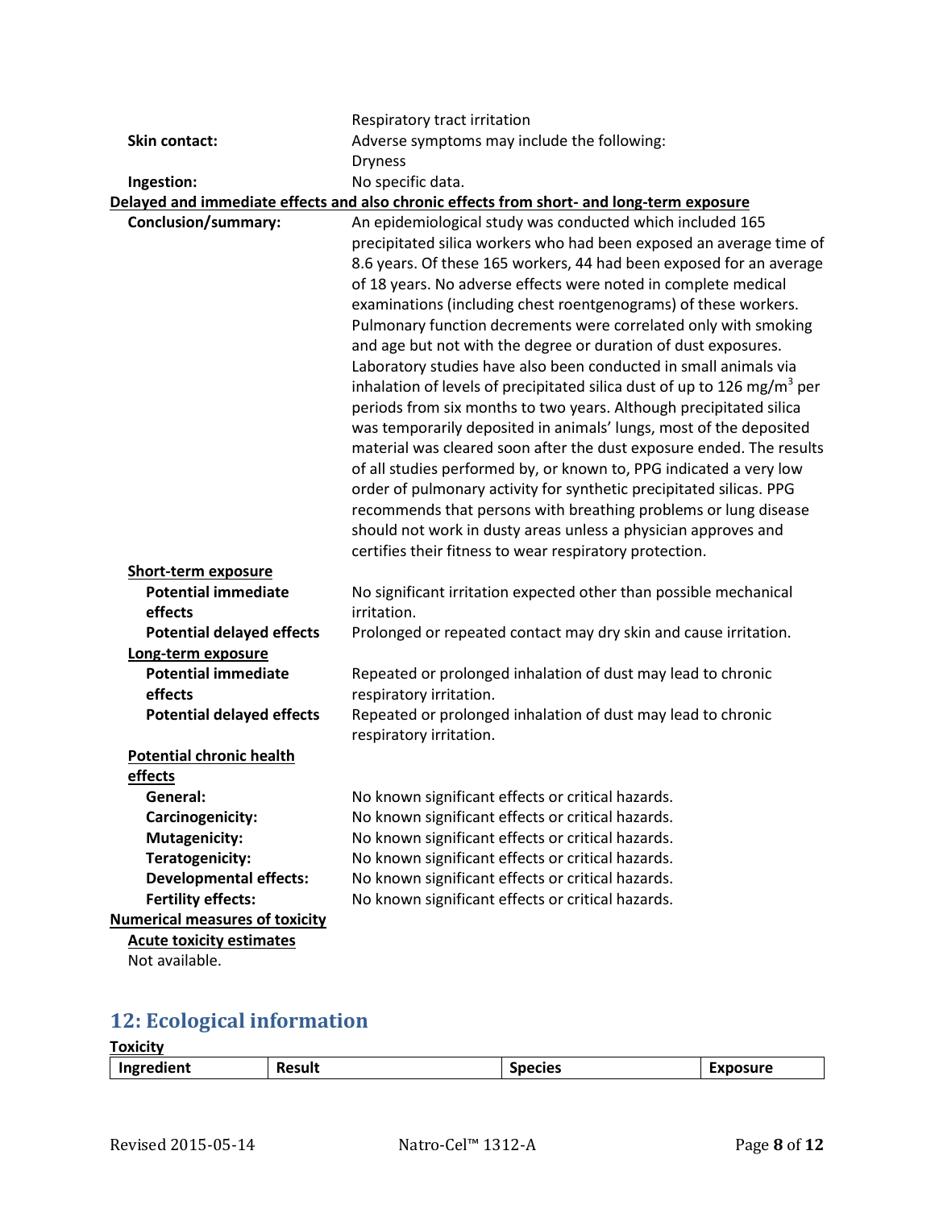Respiratory tract irritation

**Skin contact:** Adverse symptoms may include the following:
Dryness

**Ingestion:** No specific data.

**Delayed and immediate effects and also chronic effects from short- and long-term exposure**

**Conclusion/summary:** An epidemiological study was conducted which included 165 precipitated silica workers who had been exposed an average time of 8.6 years. Of these 165 workers, 44 had been exposed for an average of 18 years. No adverse effects were noted in complete medical examinations (including chest roentgenograms) of these workers. Pulmonary function decrements were correlated only with smoking and age but not with the degree or duration of dust exposures. Laboratory studies have also been conducted in small animals via inhalation of levels of precipitated silica dust of up to 126 $mg/m^3$ per periods from six months to two years. Although precipitated silica was temporarily deposited in animals' lungs, most of the deposited material was cleared soon after the dust exposure ended. The results of all studies performed by, or known to, PPG indicated a very low order of pulmonary activity for synthetic precipitated silicas. PPG recommends that persons with breathing problems or lung disease should not work in dusty areas unless a physician approves and certifies their fitness to wear respiratory protection.

**Short-term exposure**

**Potential immediate effects:** No significant irritation expected other than possible mechanical irritation.

**Potential delayed effects:** Prolonged or repeated contact may dry skin and cause irritation.

**Long-term exposure**

**Potential immediate effects:** Repeated or prolonged inhalation of dust may lead to chronic respiratory irritation.

**Potential delayed effects:** Repeated or prolonged inhalation of dust may lead to chronic respiratory irritation.

**Potential chronic health effects**

**General:** No known significant effects or critical hazards.
**Carcinogenicity:** No known significant effects or critical hazards.
**Mutagenicity:** No known significant effects or critical hazards.
**Teratogenicity:** No known significant effects or critical hazards.
**Developmental effects:** No known significant effects or critical hazards.
**Fertility effects:** No known significant effects or critical hazards.

**Numerical measures of toxicity**

**Acute toxicity estimates**

Not available.

## 12: Ecological information

**Toxicity**

| Ingredient | Result | Species | Exposure |
|---|---|---|---|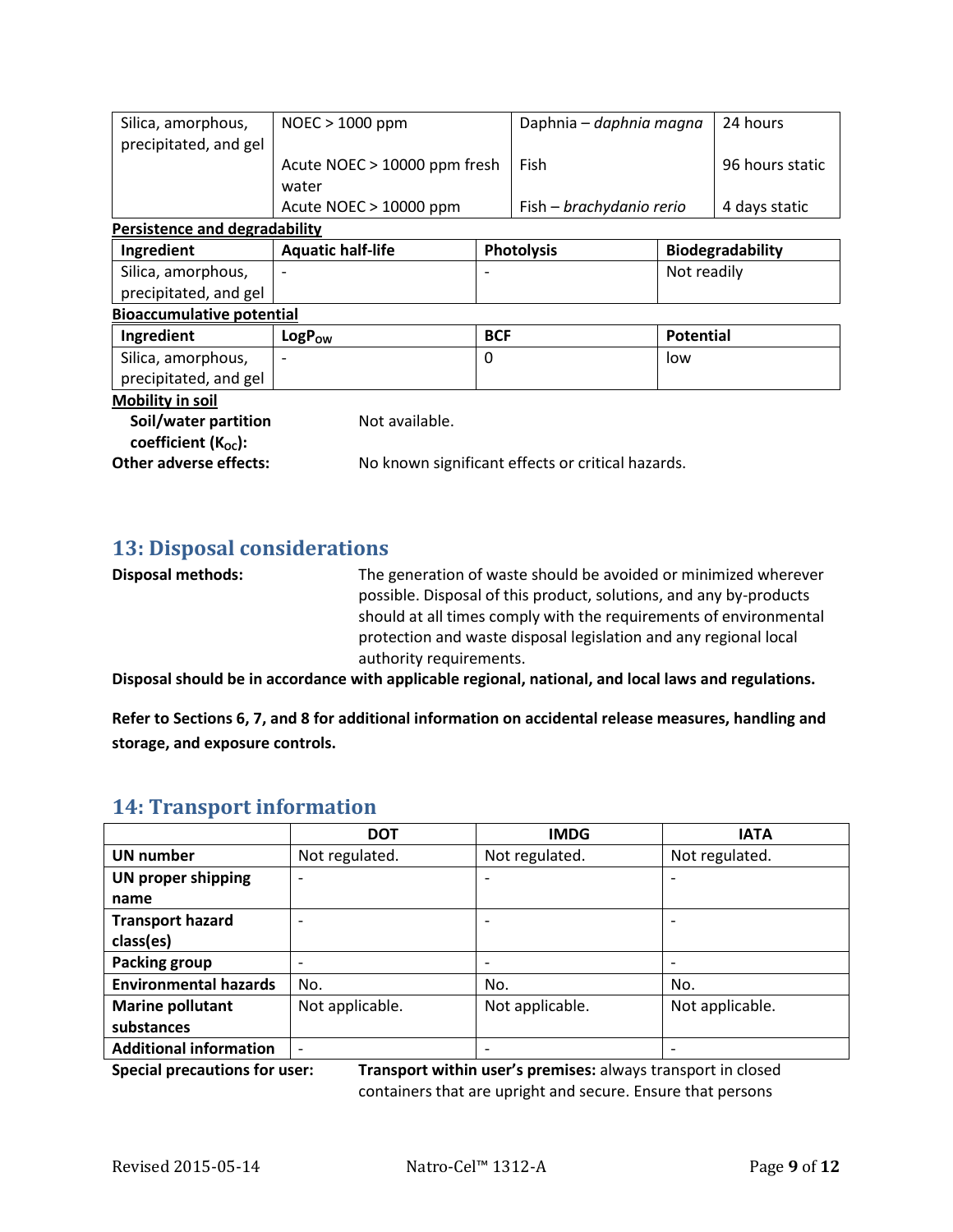| Silica, amorphous, precipitated, and gel | NOEC > 1000 ppm | Daphnia – *daphnia magna* | 24 hours |
|---|---|---|---|
| | Acute NOEC > 10000 ppm fresh water | Fish | 96 hours static |
| | Acute NOEC > 10000 ppm | Fish – *brachydanio rerio* | 4 days static |

**Persistence and degradability**

| Ingredient | Aquatic half-life | Photolysis | Biodegradability |
|---|---|---|---|
| Silica, amorphous, precipitated, and gel | - | - | Not readily |

**Bioaccumulative potential**

| Ingredient | $LogP_{OW}$ | BCF | Potential |
|---|---|---|---|
| Silica, amorphous, precipitated, and gel | - | 0 | low |

**Mobility in soil**

**Soil/water partition coefficient ($K_{OC}$):** Not available.

**Other adverse effects:** No known significant effects or critical hazards.

## 13: Disposal considerations

**Disposal methods:** The generation of waste should be avoided or minimized wherever possible. Disposal of this product, solutions, and any by-products should at all times comply with the requirements of environmental protection and waste disposal legislation and any regional local authority requirements.

**Disposal should be in accordance with applicable regional, national, and local laws and regulations.**

**Refer to Sections 6, 7, and 8 for additional information on accidental release measures, handling and storage, and exposure controls.**

## 14: Transport information

| | DOT | IMDG | IATA |
|---|---|---|---|
| **UN number** | Not regulated. | Not regulated. | Not regulated. |
| **UN proper shipping name** | - | - | - |
| **Transport hazard class(es)** | - | - | - |
| **Packing group** | - | - | - |
| **Environmental hazards** | No. | No. | No. |
| **Marine pollutant substances** | Not applicable. | Not applicable. | Not applicable. |
| **Additional information** | - | - | - |

**Special precautions for user:** **Transport within user's premises:** always transport in closed containers that are upright and secure. Ensure that persons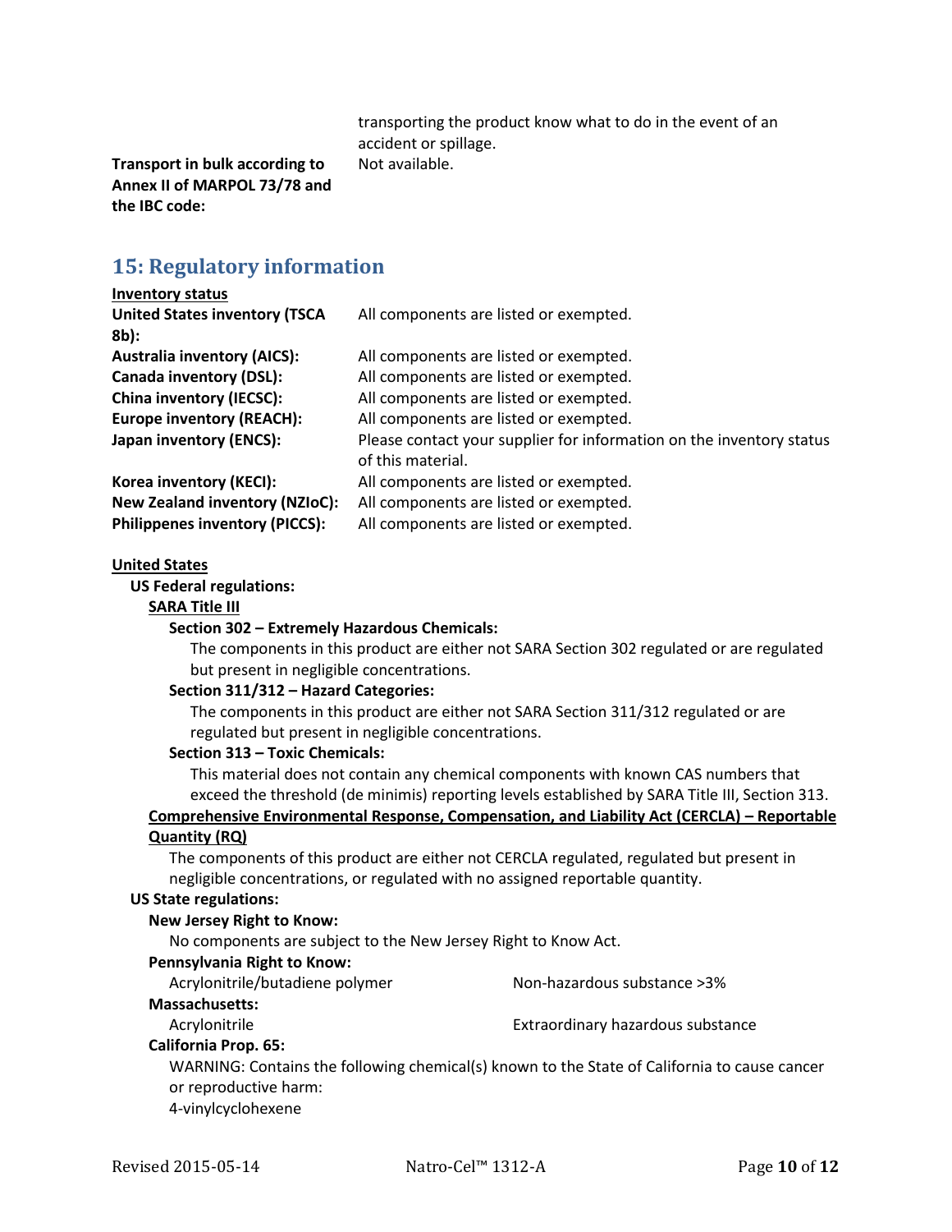transporting the product know what to do in the event of an accident or spillage.

**Transport in bulk according to Annex II of MARPOL 73/78 and the IBC code:** Not available.

## 15: Regulatory information

**Inventory status**

| | |
|---|---|
| **United States inventory (TSCA 8b):** | All components are listed or exempted. |
| **Australia inventory (AICS):** | All components are listed or exempted. |
| **Canada inventory (DSL):** | All components are listed or exempted. |
| **China inventory (IECSC):** | All components are listed or exempted. |
| **Europe inventory (REACH):** | All components are listed or exempted. |
| **Japan inventory (ENCS):** | Please contact your supplier for information on the inventory status of this material. |
| **Korea inventory (KECI):** | All components are listed or exempted. |
| **New Zealand inventory (NZIoC):** | All components are listed or exempted. |
| **Philippenes inventory (PICCS):** | All components are listed or exempted. |

**United States**

**US Federal regulations:**

**SARA Title III**

**Section 302 – Extremely Hazardous Chemicals:**

The components in this product are either not SARA Section 302 regulated or are regulated but present in negligible concentrations.

**Section 311/312 – Hazard Categories:**

The components in this product are either not SARA Section 311/312 regulated or are regulated but present in negligible concentrations.

**Section 313 – Toxic Chemicals:**

This material does not contain any chemical components with known CAS numbers that exceed the threshold (de minimis) reporting levels established by SARA Title III, Section 313.

**Comprehensive Environmental Response, Compensation, and Liability Act (CERCLA) – Reportable Quantity (RQ)**

The components of this product are either not CERCLA regulated, regulated but present in negligible concentrations, or regulated with no assigned reportable quantity.

**US State regulations:**

**New Jersey Right to Know:**

No components are subject to the New Jersey Right to Know Act.

**Pennsylvania Right to Know:**

| | |
|---|---|
| Acrylonitrile/butadiene polymer | Non-hazardous substance >3% |

**Massachusetts:**

| | |
|---|---|
| Acrylonitrile | Extraordinary hazardous substance |

**California Prop. 65:**

WARNING: Contains the following chemical(s) known to the State of California to cause cancer or reproductive harm:

4-vinylcyclohexene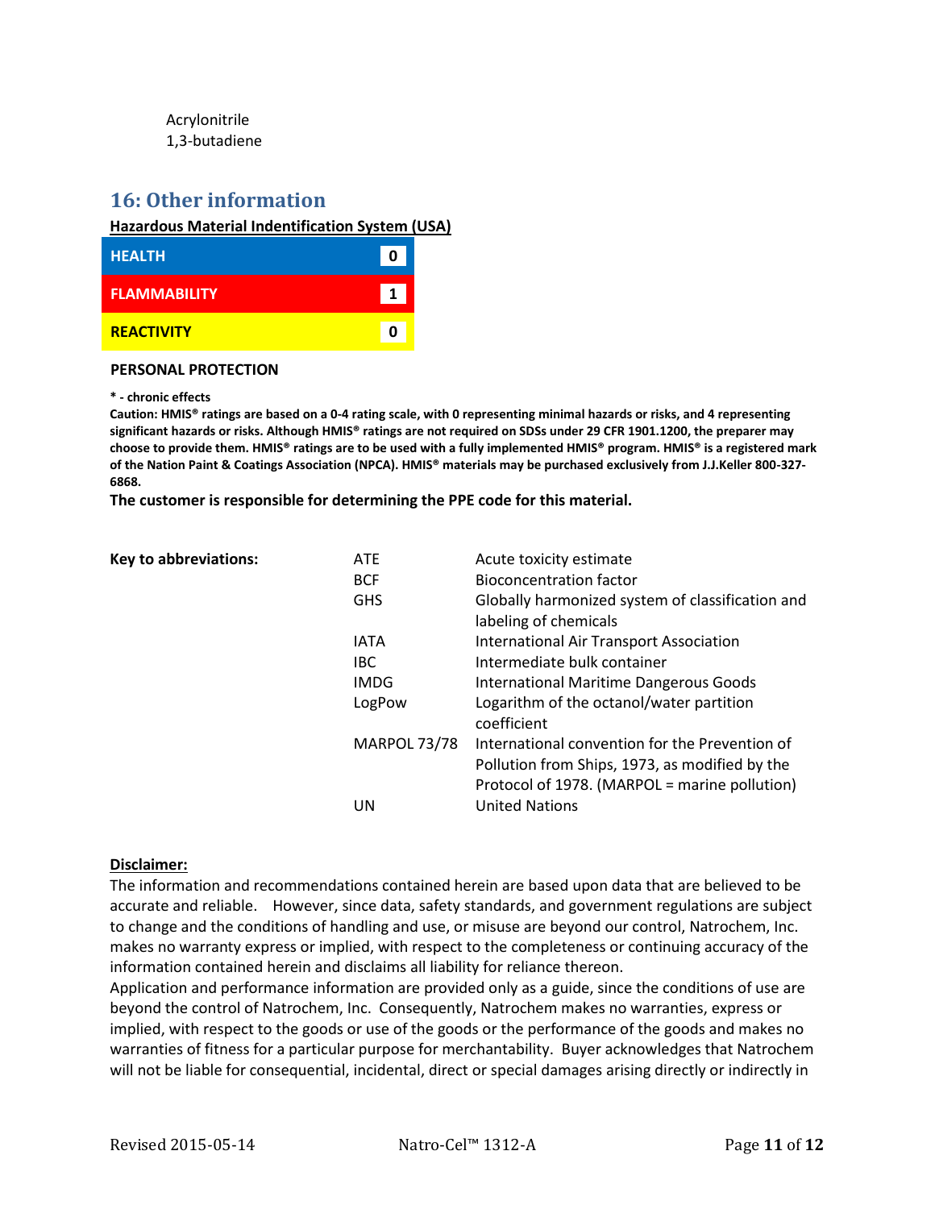Acrylonitrile
1,3-butadiene

## 16: Other information

**Hazardous Material Indentification System (USA)**

| | |
|---|---|
| **HEALTH** | **0** |
| **FLAMMABILITY** | **1** |
| **REACTIVITY** | **0** |

**PERSONAL PROTECTION**

**\* - chronic effects**

**Caution: HMIS® ratings are based on a 0-4 rating scale, with 0 representing minimal hazards or risks, and 4 representing significant hazards or risks. Although HMIS® ratings are not required on SDSs under 29 CFR 1901.1200, the preparer may choose to provide them. HMIS® ratings are to be used with a fully implemented HMIS® program. HMIS® is a registered mark of the Nation Paint & Coatings Association (NPCA). HMIS® materials may be purchased exclusively from J.J.Keller 800-327-6868.**

**The customer is responsible for determining the PPE code for this material.**

**Key to abbreviations:**

| | |
|---|---|
| ATE | Acute toxicity estimate |
| BCF | Bioconcentration factor |
| GHS | Globally harmonized system of classification and labeling of chemicals |
| IATA | International Air Transport Association |
| IBC | Intermediate bulk container |
| IMDG | International Maritime Dangerous Goods |
| LogPow | Logarithm of the octanol/water partition coefficient |
| MARPOL 73/78 | International convention for the Prevention of Pollution from Ships, 1973, as modified by the Protocol of 1978. (MARPOL = marine pollution) |
| UN | United Nations |

**Disclaimer:**

The information and recommendations contained herein are based upon data that are believed to be accurate and reliable. However, since data, safety standards, and government regulations are subject to change and the conditions of handling and use, or misuse are beyond our control, Natrochem, Inc. makes no warranty express or implied, with respect to the completeness or continuing accuracy of the information contained herein and disclaims all liability for reliance thereon.

Application and performance information are provided only as a guide, since the conditions of use are beyond the control of Natrochem, Inc. Consequently, Natrochem makes no warranties, express or implied, with respect to the goods or use of the goods or the performance of the goods and makes no warranties of fitness for a particular purpose for merchantability. Buyer acknowledges that Natrochem will not be liable for consequential, incidental, direct or special damages arising directly or indirectly in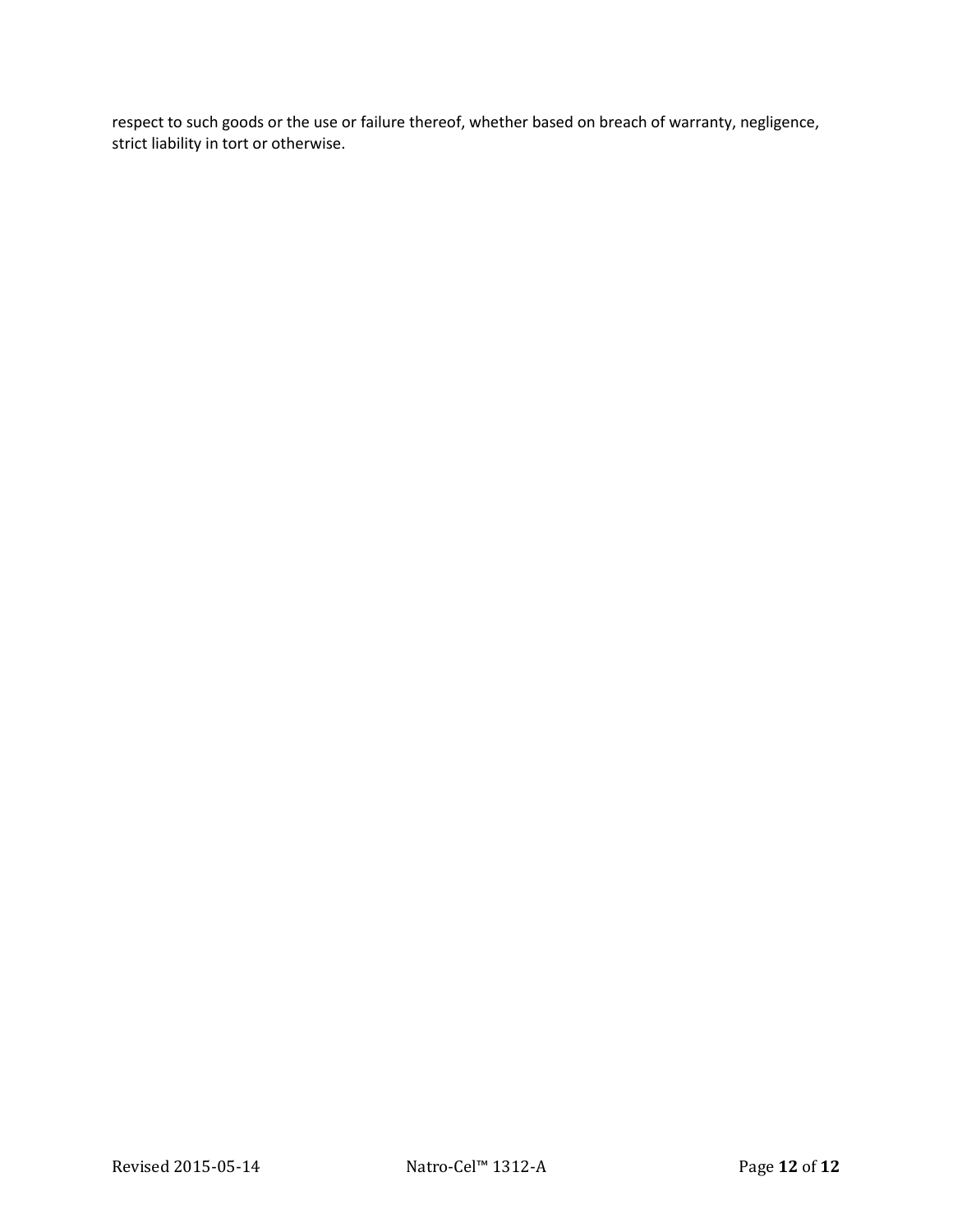respect to such goods or the use or failure thereof, whether based on breach of warranty, negligence, strict liability in tort or otherwise.